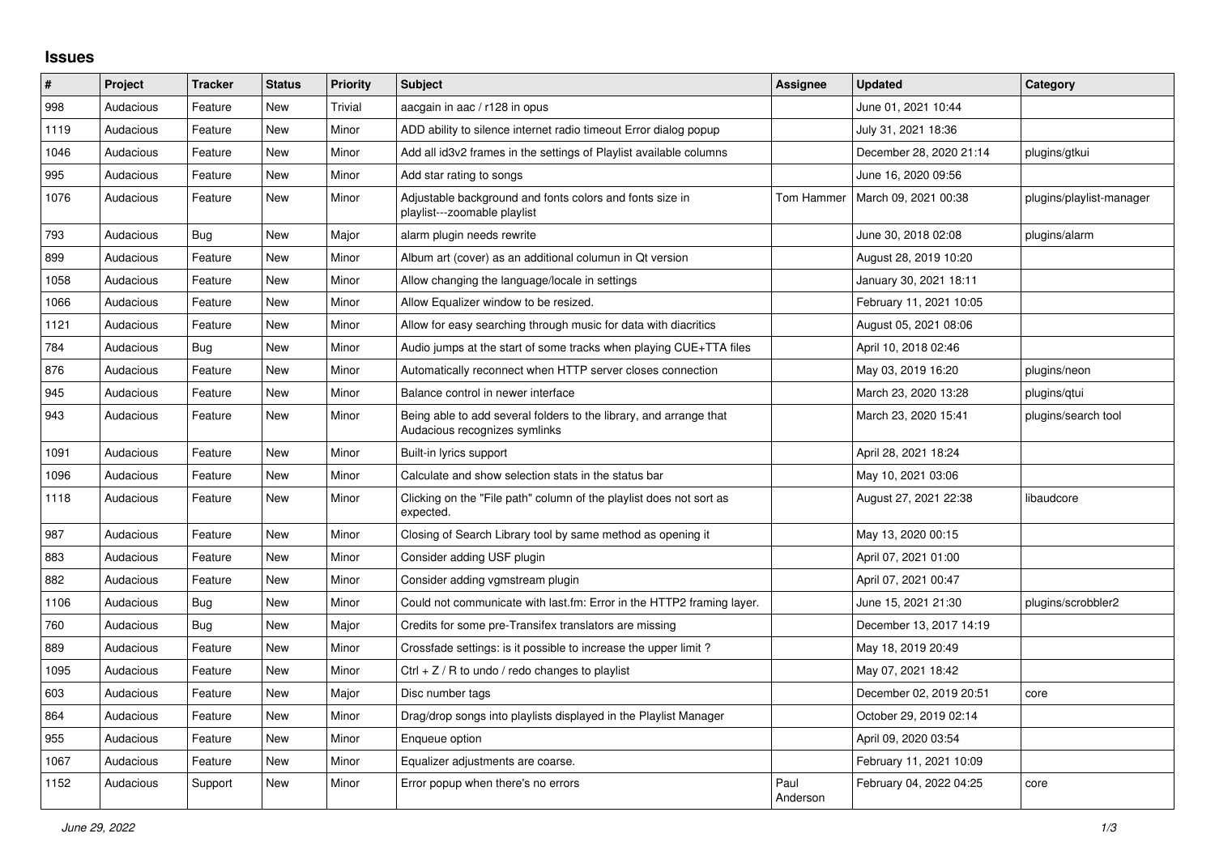## Issues

| # | Project | Tracker | Status | Priority | Subject | Assignee | Updated | Category |
|---|---|---|---|---|---|---|---|---|
| 998 | Audacious | Feature | New | Trivial | aacgain in aac / r128 in opus | | June 01, 2021 10:44 | |
| 1119 | Audacious | Feature | New | Minor | ADD ability to silence internet radio timeout Error dialog popup | | July 31, 2021 18:36 | |
| 1046 | Audacious | Feature | New | Minor | Add all id3v2 frames in the settings of Playlist available columns | | December 28, 2020 21:14 | plugins/gtkui |
| 995 | Audacious | Feature | New | Minor | Add star rating to songs | | June 16, 2020 09:56 | |
| 1076 | Audacious | Feature | New | Minor | Adjustable background and fonts colors and fonts size in playlist---zoomable playlist | Tom Hammer | March 09, 2021 00:38 | plugins/playlist-manager |
| 793 | Audacious | Bug | New | Major | alarm plugin needs rewrite | | June 30, 2018 02:08 | plugins/alarm |
| 899 | Audacious | Feature | New | Minor | Album art (cover) as an additional columun in Qt version | | August 28, 2019 10:20 | |
| 1058 | Audacious | Feature | New | Minor | Allow changing the language/locale in settings | | January 30, 2021 18:11 | |
| 1066 | Audacious | Feature | New | Minor | Allow Equalizer window to be resized. | | February 11, 2021 10:05 | |
| 1121 | Audacious | Feature | New | Minor | Allow for easy searching through music for data with diacritics | | August 05, 2021 08:06 | |
| 784 | Audacious | Bug | New | Minor | Audio jumps at the start of some tracks when playing CUE+TTA files | | April 10, 2018 02:46 | |
| 876 | Audacious | Feature | New | Minor | Automatically reconnect when HTTP server closes connection | | May 03, 2019 16:20 | plugins/neon |
| 945 | Audacious | Feature | New | Minor | Balance control in newer interface | | March 23, 2020 13:28 | plugins/qtui |
| 943 | Audacious | Feature | New | Minor | Being able to add several folders to the library, and arrange that Audacious recognizes symlinks | | March 23, 2020 15:41 | plugins/search tool |
| 1091 | Audacious | Feature | New | Minor | Built-in lyrics support | | April 28, 2021 18:24 | |
| 1096 | Audacious | Feature | New | Minor | Calculate and show selection stats in the status bar | | May 10, 2021 03:06 | |
| 1118 | Audacious | Feature | New | Minor | Clicking on the "File path" column of the playlist does not sort as expected. | | August 27, 2021 22:38 | libaudcore |
| 987 | Audacious | Feature | New | Minor | Closing of Search Library tool by same method as opening it | | May 13, 2020 00:15 | |
| 883 | Audacious | Feature | New | Minor | Consider adding USF plugin | | April 07, 2021 01:00 | |
| 882 | Audacious | Feature | New | Minor | Consider adding vgmstream plugin | | April 07, 2021 00:47 | |
| 1106 | Audacious | Bug | New | Minor | Could not communicate with last.fm: Error in the HTTP2 framing layer. | | June 15, 2021 21:30 | plugins/scrobbler2 |
| 760 | Audacious | Bug | New | Major | Credits for some pre-Transifex translators are missing | | December 13, 2017 14:19 | |
| 889 | Audacious | Feature | New | Minor | Crossfade settings: is it possible to increase the upper limit ? | | May 18, 2019 20:49 | |
| 1095 | Audacious | Feature | New | Minor | Ctrl + Z / R to undo / redo changes to playlist | | May 07, 2021 18:42 | |
| 603 | Audacious | Feature | New | Major | Disc number tags | | December 02, 2019 20:51 | core |
| 864 | Audacious | Feature | New | Minor | Drag/drop songs into playlists displayed in the Playlist Manager | | October 29, 2019 02:14 | |
| 955 | Audacious | Feature | New | Minor | Enqueue option | | April 09, 2020 03:54 | |
| 1067 | Audacious | Feature | New | Minor | Equalizer adjustments are coarse. | | February 11, 2021 10:09 | |
| 1152 | Audacious | Support | New | Minor | Error popup when there's no errors | Paul Anderson | February 04, 2022 04:25 | core |

*June 29, 2022*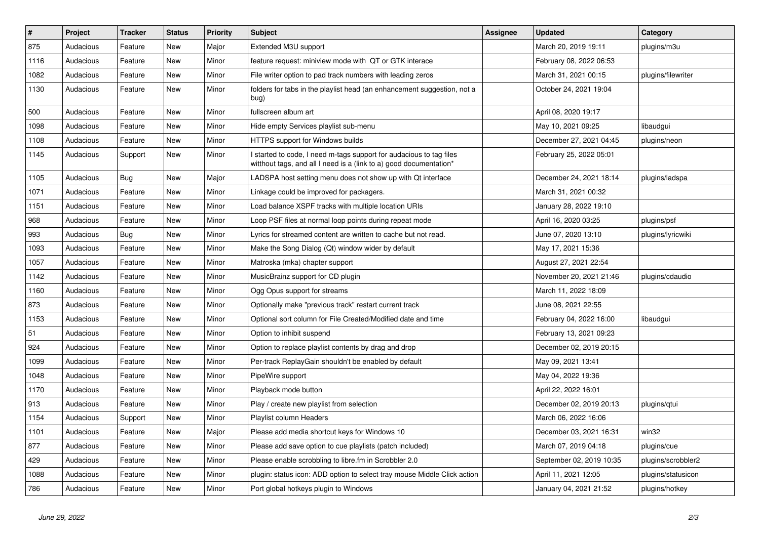| # | Project | Tracker | Status | Priority | Subject | Assignee | Updated | Category |
|---|---|---|---|---|---|---|---|---|
| 875 | Audacious | Feature | New | Major | Extended M3U support | | March 20, 2019 19:11 | plugins/m3u |
| 1116 | Audacious | Feature | New | Minor | feature request: miniview mode with QT or GTK interace | | February 08, 2022 06:53 | |
| 1082 | Audacious | Feature | New | Minor | File writer option to pad track numbers with leading zeros | | March 31, 2021 00:15 | plugins/filewriter |
| 1130 | Audacious | Feature | New | Minor | folders for tabs in the playlist head (an enhancement suggestion, not a bug) | | October 24, 2021 19:04 | |
| 500 | Audacious | Feature | New | Minor | fullscreen album art | | April 08, 2020 19:17 | |
| 1098 | Audacious | Feature | New | Minor | Hide empty Services playlist sub-menu | | May 10, 2021 09:25 | libaudgui |
| 1108 | Audacious | Feature | New | Minor | HTTPS support for Windows builds | | December 27, 2021 04:45 | plugins/neon |
| 1145 | Audacious | Support | New | Minor | I started to code, I need m-tags support for audacious to tag files witthout tags, and all I need is a (link to a) good documentation* | | February 25, 2022 05:01 | |
| 1105 | Audacious | Bug | New | Major | LADSPA host setting menu does not show up with Qt interface | | December 24, 2021 18:14 | plugins/ladspa |
| 1071 | Audacious | Feature | New | Minor | Linkage could be improved for packagers. | | March 31, 2021 00:32 | |
| 1151 | Audacious | Feature | New | Minor | Load balance XSPF tracks with multiple location URIs | | January 28, 2022 19:10 | |
| 968 | Audacious | Feature | New | Minor | Loop PSF files at normal loop points during repeat mode | | April 16, 2020 03:25 | plugins/psf |
| 993 | Audacious | Bug | New | Minor | Lyrics for streamed content are written to cache but not read. | | June 07, 2020 13:10 | plugins/lyricwiki |
| 1093 | Audacious | Feature | New | Minor | Make the Song Dialog (Qt) window wider by default | | May 17, 2021 15:36 | |
| 1057 | Audacious | Feature | New | Minor | Matroska (mka) chapter support | | August 27, 2021 22:54 | |
| 1142 | Audacious | Feature | New | Minor | MusicBrainz support for CD plugin | | November 20, 2021 21:46 | plugins/cdaudio |
| 1160 | Audacious | Feature | New | Minor | Ogg Opus support for streams | | March 11, 2022 18:09 | |
| 873 | Audacious | Feature | New | Minor | Optionally make "previous track" restart current track | | June 08, 2021 22:55 | |
| 1153 | Audacious | Feature | New | Minor | Optional sort column for File Created/Modified date and time | | February 04, 2022 16:00 | libaudgui |
| 51 | Audacious | Feature | New | Minor | Option to inhibit suspend | | February 13, 2021 09:23 | |
| 924 | Audacious | Feature | New | Minor | Option to replace playlist contents by drag and drop | | December 02, 2019 20:15 | |
| 1099 | Audacious | Feature | New | Minor | Per-track ReplayGain shouldn't be enabled by default | | May 09, 2021 13:41 | |
| 1048 | Audacious | Feature | New | Minor | PipeWire support | | May 04, 2022 19:36 | |
| 1170 | Audacious | Feature | New | Minor | Playback mode button | | April 22, 2022 16:01 | |
| 913 | Audacious | Feature | New | Minor | Play / create new playlist from selection | | December 02, 2019 20:13 | plugins/qtui |
| 1154 | Audacious | Support | New | Minor | Playlist column Headers | | March 06, 2022 16:06 | |
| 1101 | Audacious | Feature | New | Major | Please add media shortcut keys for Windows 10 | | December 03, 2021 16:31 | win32 |
| 877 | Audacious | Feature | New | Minor | Please add save option to cue playlists (patch included) | | March 07, 2019 04:18 | plugins/cue |
| 429 | Audacious | Feature | New | Minor | Please enable scrobbling to libre.fm in Scrobbler 2.0 | | September 02, 2019 10:35 | plugins/scrobbler2 |
| 1088 | Audacious | Feature | New | Minor | plugin: status icon: ADD option to select tray mouse Middle Click action | | April 11, 2021 12:05 | plugins/statusicon |
| 786 | Audacious | Feature | New | Minor | Port global hotkeys plugin to Windows | | January 04, 2021 21:52 | plugins/hotkey |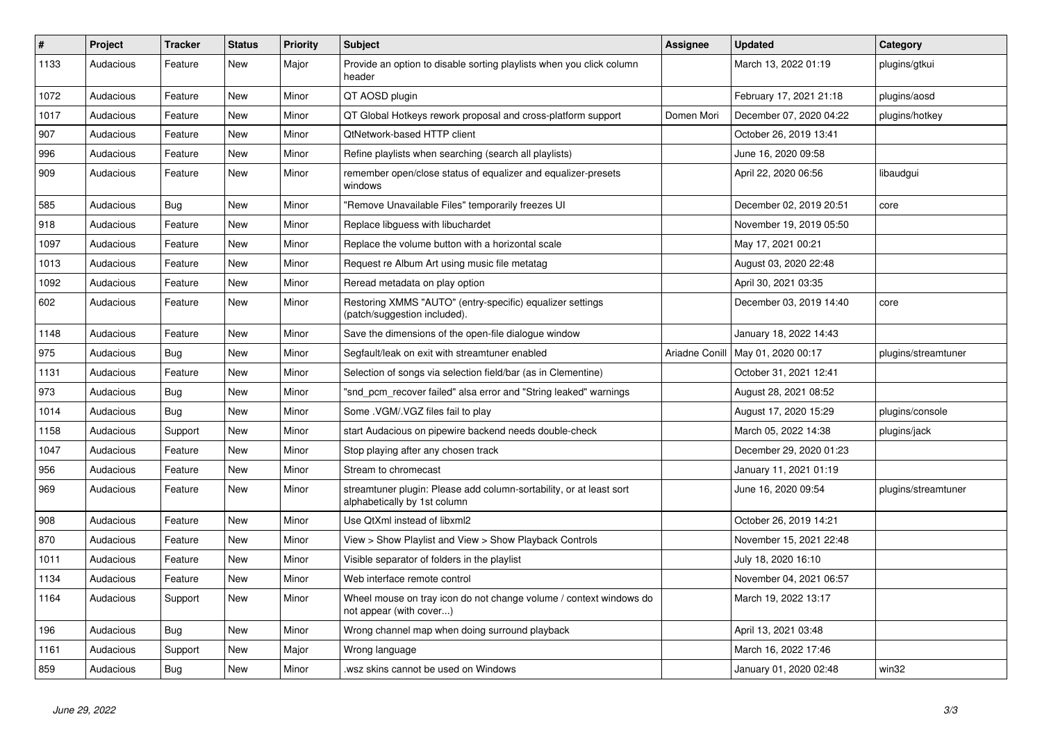| # | Project | Tracker | Status | Priority | Subject | Assignee | Updated | Category |
|---|---|---|---|---|---|---|---|---|
| 1133 | Audacious | Feature | New | Major | Provide an option to disable sorting playlists when you click column header | | March 13, 2022 01:19 | plugins/gtkui |
| 1072 | Audacious | Feature | New | Minor | QT AOSD plugin | | February 17, 2021 21:18 | plugins/aosd |
| 1017 | Audacious | Feature | New | Minor | QT Global Hotkeys rework proposal and cross-platform support | Domen Mori | December 07, 2020 04:22 | plugins/hotkey |
| 907 | Audacious | Feature | New | Minor | QtNetwork-based HTTP client | | October 26, 2019 13:41 | |
| 996 | Audacious | Feature | New | Minor | Refine playlists when searching (search all playlists) | | June 16, 2020 09:58 | |
| 909 | Audacious | Feature | New | Minor | remember open/close status of equalizer and equalizer-presets windows | | April 22, 2020 06:56 | libaudgui |
| 585 | Audacious | Bug | New | Minor | "Remove Unavailable Files" temporarily freezes UI | | December 02, 2019 20:51 | core |
| 918 | Audacious | Feature | New | Minor | Replace libguess with libuchardet | | November 19, 2019 05:50 | |
| 1097 | Audacious | Feature | New | Minor | Replace the volume button with a horizontal scale | | May 17, 2021 00:21 | |
| 1013 | Audacious | Feature | New | Minor | Request re Album Art using music file metatag | | August 03, 2020 22:48 | |
| 1092 | Audacious | Feature | New | Minor | Reread metadata on play option | | April 30, 2021 03:35 | |
| 602 | Audacious | Feature | New | Minor | Restoring XMMS "AUTO" (entry-specific) equalizer settings (patch/suggestion included). | | December 03, 2019 14:40 | core |
| 1148 | Audacious | Feature | New | Minor | Save the dimensions of the open-file dialogue window | | January 18, 2022 14:43 | |
| 975 | Audacious | Bug | New | Minor | Segfault/leak on exit with streamtuner enabled | Ariadne Conill | May 01, 2020 00:17 | plugins/streamtuner |
| 1131 | Audacious | Feature | New | Minor | Selection of songs via selection field/bar (as in Clementine) | | October 31, 2021 12:41 | |
| 973 | Audacious | Bug | New | Minor | "snd_pcm_recover failed" alsa error and "String leaked" warnings | | August 28, 2021 08:52 | |
| 1014 | Audacious | Bug | New | Minor | Some .VGM/.VGZ files fail to play | | August 17, 2020 15:29 | plugins/console |
| 1158 | Audacious | Support | New | Minor | start Audacious on pipewire backend needs double-check | | March 05, 2022 14:38 | plugins/jack |
| 1047 | Audacious | Feature | New | Minor | Stop playing after any chosen track | | December 29, 2020 01:23 | |
| 956 | Audacious | Feature | New | Minor | Stream to chromecast | | January 11, 2021 01:19 | |
| 969 | Audacious | Feature | New | Minor | streamtuner plugin: Please add column-sortability, or at least sort alphabetically by 1st column | | June 16, 2020 09:54 | plugins/streamtuner |
| 908 | Audacious | Feature | New | Minor | Use QtXml instead of libxml2 | | October 26, 2019 14:21 | |
| 870 | Audacious | Feature | New | Minor | View > Show Playlist and View > Show Playback Controls | | November 15, 2021 22:48 | |
| 1011 | Audacious | Feature | New | Minor | Visible separator of folders in the playlist | | July 18, 2020 16:10 | |
| 1134 | Audacious | Feature | New | Minor | Web interface remote control | | November 04, 2021 06:57 | |
| 1164 | Audacious | Support | New | Minor | Wheel mouse on tray icon do not change volume / context windows do not appear (with cover...) | | March 19, 2022 13:17 | |
| 196 | Audacious | Bug | New | Minor | Wrong channel map when doing surround playback | | April 13, 2021 03:48 | |
| 1161 | Audacious | Support | New | Major | Wrong language | | March 16, 2022 17:46 | |
| 859 | Audacious | Bug | New | Minor | .wsz skins cannot be used on Windows | | January 01, 2020 02:48 | win32 |

*June 29, 2022*